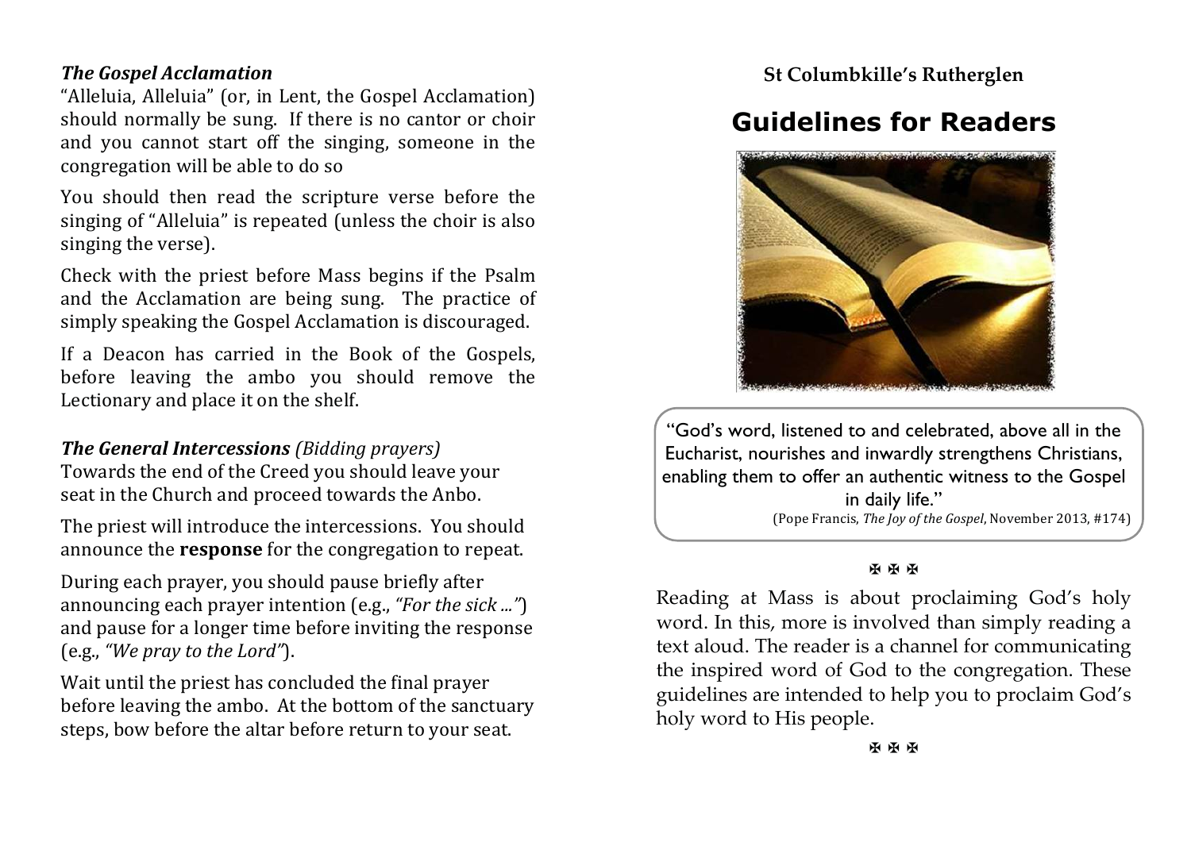***The Gospel Acclamation***
"Alleluia, Alleluia" (or, in Lent, the Gospel Acclamation) should normally be sung. If there is no cantor or choir and you cannot start off the singing, someone in the congregation will be able to do so

You should then read the scripture verse before the singing of "Alleluia" is repeated (unless the choir is also singing the verse).

Check with the priest before Mass begins if the Psalm and the Acclamation are being sung. The practice of simply speaking the Gospel Acclamation is discouraged.

If a Deacon has carried in the Book of the Gospels, before leaving the ambo you should remove the Lectionary and place it on the shelf.

***The General Intercessions*** *(Bidding prayers)*
Towards the end of the Creed you should leave your seat in the Church and proceed towards the Anbo.

The priest will introduce the intercessions. You should announce the **response** for the congregation to repeat.

During each prayer, you should pause briefly after announcing each prayer intention (e.g., *"For the sick ..."*) and pause for a longer time before inviting the response (e.g., *"We pray to the Lord"*).

Wait until the priest has concluded the final prayer before leaving the ambo. At the bottom of the sanctuary steps, bow before the altar before return to your seat.

**St Columbkille's Rutherglen**

# Guidelines for Readers

"God's word, listened to and celebrated, above all in the Eucharist, nourishes and inwardly strengthens Christians, enabling them to offer an authentic witness to the Gospel in daily life."
(Pope Francis, *The Joy of the Gospel*, November 2013, #174)

✠ ✠ ✠

Reading at Mass is about proclaiming God's holy word. In this, more is involved than simply reading a text aloud. The reader is a channel for communicating the inspired word of God to the congregation. These guidelines are intended to help you to proclaim God's holy word to His people.

✠ ✠ ✠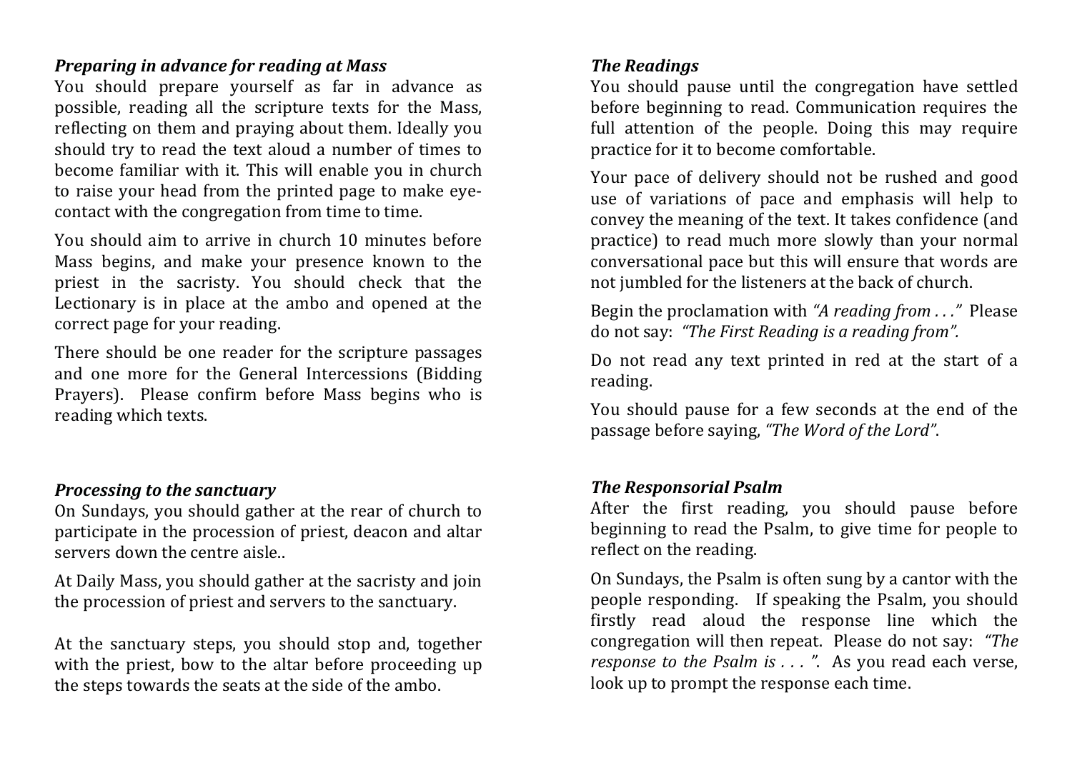***Preparing in advance for reading at Mass***

You should prepare yourself as far in advance as possible, reading all the scripture texts for the Mass, reflecting on them and praying about them. Ideally you should try to read the text aloud a number of times to become familiar with it. This will enable you in church to raise your head from the printed page to make eye-contact with the congregation from time to time.

You should aim to arrive in church 10 minutes before Mass begins, and make your presence known to the priest in the sacristy. You should check that the Lectionary is in place at the ambo and opened at the correct page for your reading.

There should be one reader for the scripture passages and one more for the General Intercessions (Bidding Prayers). Please confirm before Mass begins who is reading which texts.

***Processing to the sanctuary***

On Sundays, you should gather at the rear of church to participate in the procession of priest, deacon and altar servers down the centre aisle..

At Daily Mass, you should gather at the sacristy and join the procession of priest and servers to the sanctuary.

At the sanctuary steps, you should stop and, together with the priest, bow to the altar before proceeding up the steps towards the seats at the side of the ambo.

***The Readings***

You should pause until the congregation have settled before beginning to read. Communication requires the full attention of the people. Doing this may require practice for it to become comfortable.

Your pace of delivery should not be rushed and good use of variations of pace and emphasis will help to convey the meaning of the text. It takes confidence (and practice) to read much more slowly than your normal conversational pace but this will ensure that words are not jumbled for the listeners at the back of church.

Begin the proclamation with *"A reading from . . ."* Please do not say: *"The First Reading is a reading from".*

Do not read any text printed in red at the start of a reading.

You should pause for a few seconds at the end of the passage before saying, *"The Word of the Lord"*.

***The Responsorial Psalm***

After the first reading, you should pause before beginning to read the Psalm, to give time for people to reflect on the reading.

On Sundays, the Psalm is often sung by a cantor with the people responding. If speaking the Psalm, you should firstly read aloud the response line which the congregation will then repeat. Please do not say: *"The response to the Psalm is . . . ".* As you read each verse, look up to prompt the response each time.